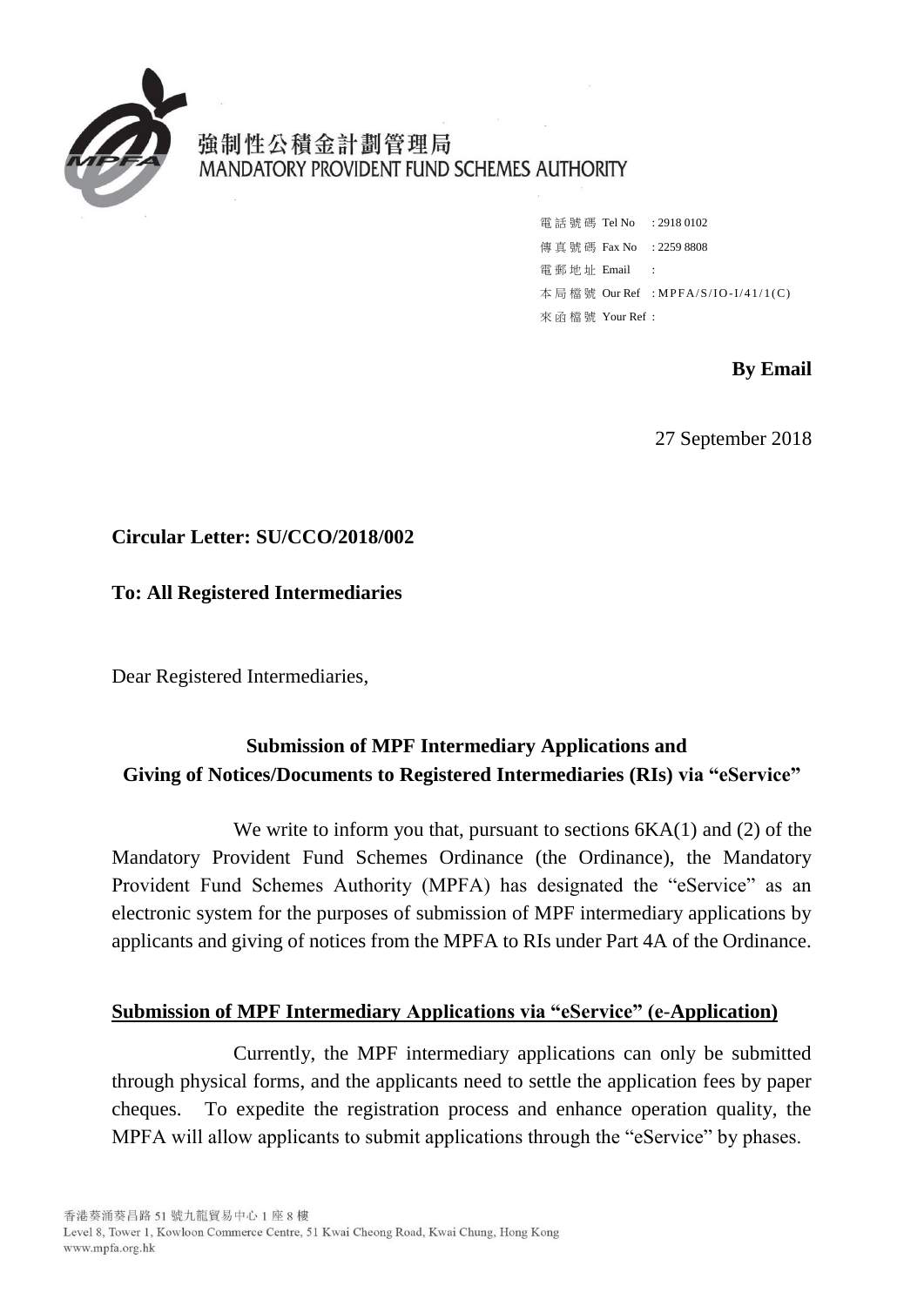強制性公積金計劃管理局
MANDATORY PROVIDENT FUND SCHEMES AUTHORITY

電話號碼 Tel No : 2918 0102
傳真號碼 Fax No : 2259 8808
電郵地址 Email :
本局檔號 Our Ref : MPFA/S/IO-I/41/1(C)
來函檔號 Your Ref :

**By Email**

27 September 2018

**Circular Letter: SU/CCO/2018/002**

**To: All Registered Intermediaries**

Dear Registered Intermediaries,

## Submission of MPF Intermediary Applications and Giving of Notices/Documents to Registered Intermediaries (RIs) via "eService"

We write to inform you that, pursuant to sections 6KA(1) and (2) of the Mandatory Provident Fund Schemes Ordinance (the Ordinance), the Mandatory Provident Fund Schemes Authority (MPFA) has designated the "eService" as an electronic system for the purposes of submission of MPF intermediary applications by applicants and giving of notices from the MPFA to RIs under Part 4A of the Ordinance.

### Submission of MPF Intermediary Applications via "eService" (e-Application)

Currently, the MPF intermediary applications can only be submitted through physical forms, and the applicants need to settle the application fees by paper cheques. To expedite the registration process and enhance operation quality, the MPFA will allow applicants to submit applications through the "eService" by phases.

香港葵涌葵昌路 51 號九龍貿易中心 1 座 8 樓
Level 8, Tower 1, Kowloon Commerce Centre, 51 Kwai Cheong Road, Kwai Chung, Hong Kong
www.mpfa.org.hk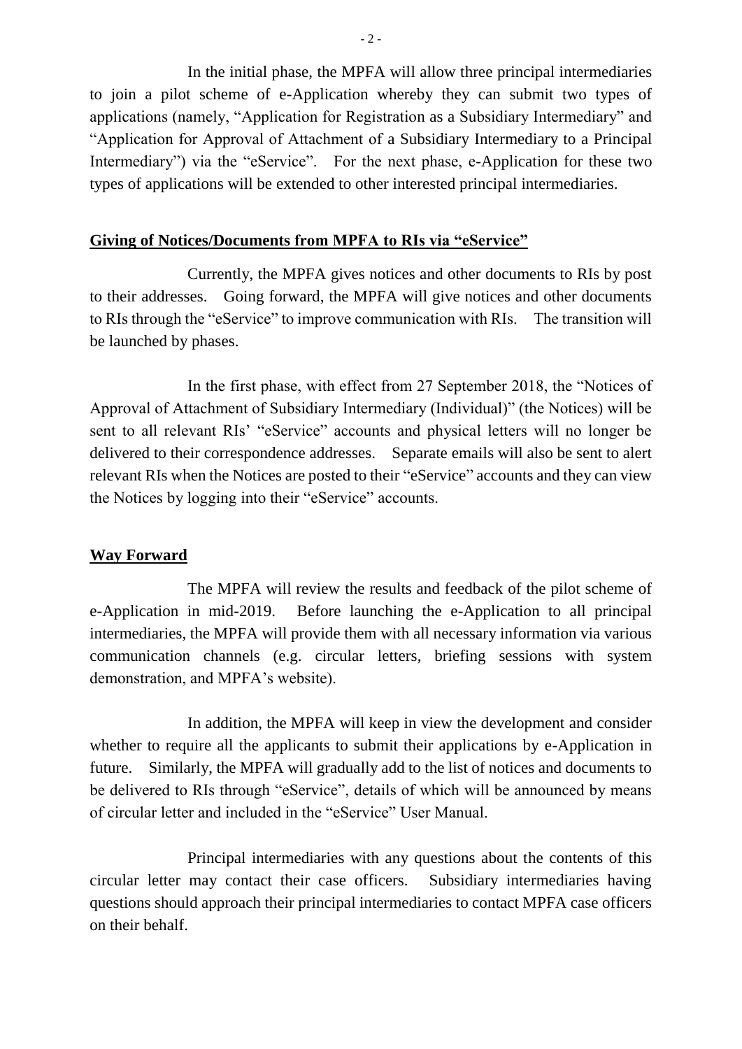In the initial phase, the MPFA will allow three principal intermediaries to join a pilot scheme of e-Application whereby they can submit two types of applications (namely, "Application for Registration as a Subsidiary Intermediary" and "Application for Approval of Attachment of a Subsidiary Intermediary to a Principal Intermediary") via the "eService". For the next phase, e-Application for these two types of applications will be extended to other interested principal intermediaries.

**Giving of Notices/Documents from MPFA to RIs via "eService"**

Currently, the MPFA gives notices and other documents to RIs by post to their addresses. Going forward, the MPFA will give notices and other documents to RIs through the "eService" to improve communication with RIs. The transition will be launched by phases.

In the first phase, with effect from 27 September 2018, the "Notices of Approval of Attachment of Subsidiary Intermediary (Individual)" (the Notices) will be sent to all relevant RIs' "eService" accounts and physical letters will no longer be delivered to their correspondence addresses. Separate emails will also be sent to alert relevant RIs when the Notices are posted to their "eService" accounts and they can view the Notices by logging into their "eService" accounts.

**Way Forward**

The MPFA will review the results and feedback of the pilot scheme of e-Application in mid-2019. Before launching the e-Application to all principal intermediaries, the MPFA will provide them with all necessary information via various communication channels (e.g. circular letters, briefing sessions with system demonstration, and MPFA's website).

In addition, the MPFA will keep in view the development and consider whether to require all the applicants to submit their applications by e-Application in future. Similarly, the MPFA will gradually add to the list of notices and documents to be delivered to RIs through "eService", details of which will be announced by means of circular letter and included in the "eService" User Manual.

Principal intermediaries with any questions about the contents of this circular letter may contact their case officers. Subsidiary intermediaries having questions should approach their principal intermediaries to contact MPFA case officers on their behalf.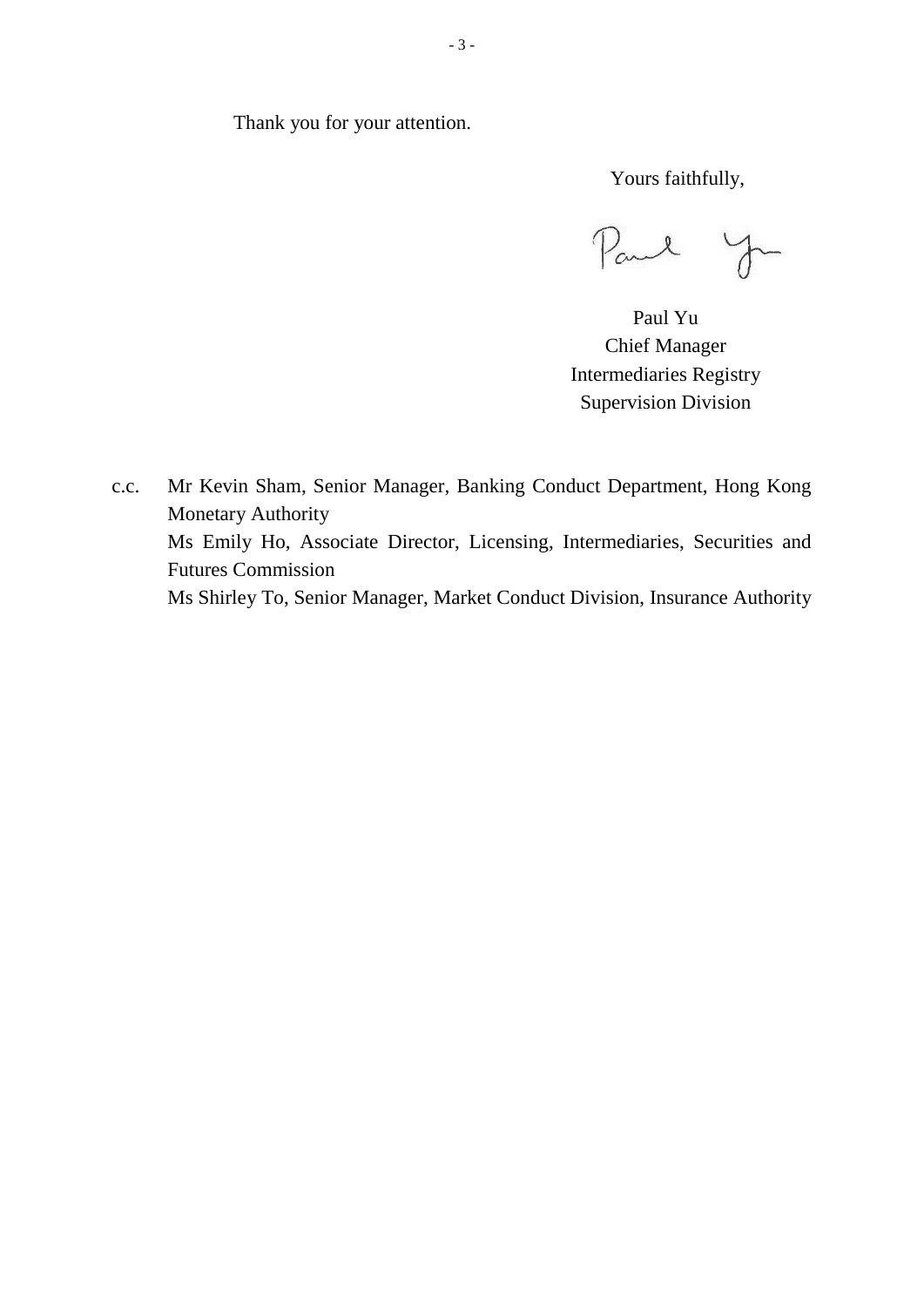Thank you for your attention.

Yours faithfully,

Paul Yu
Chief Manager
Intermediaries Registry
Supervision Division

c.c. Mr Kevin Sham, Senior Manager, Banking Conduct Department, Hong Kong Monetary Authority
Ms Emily Ho, Associate Director, Licensing, Intermediaries, Securities and Futures Commission
Ms Shirley To, Senior Manager, Market Conduct Division, Insurance Authority